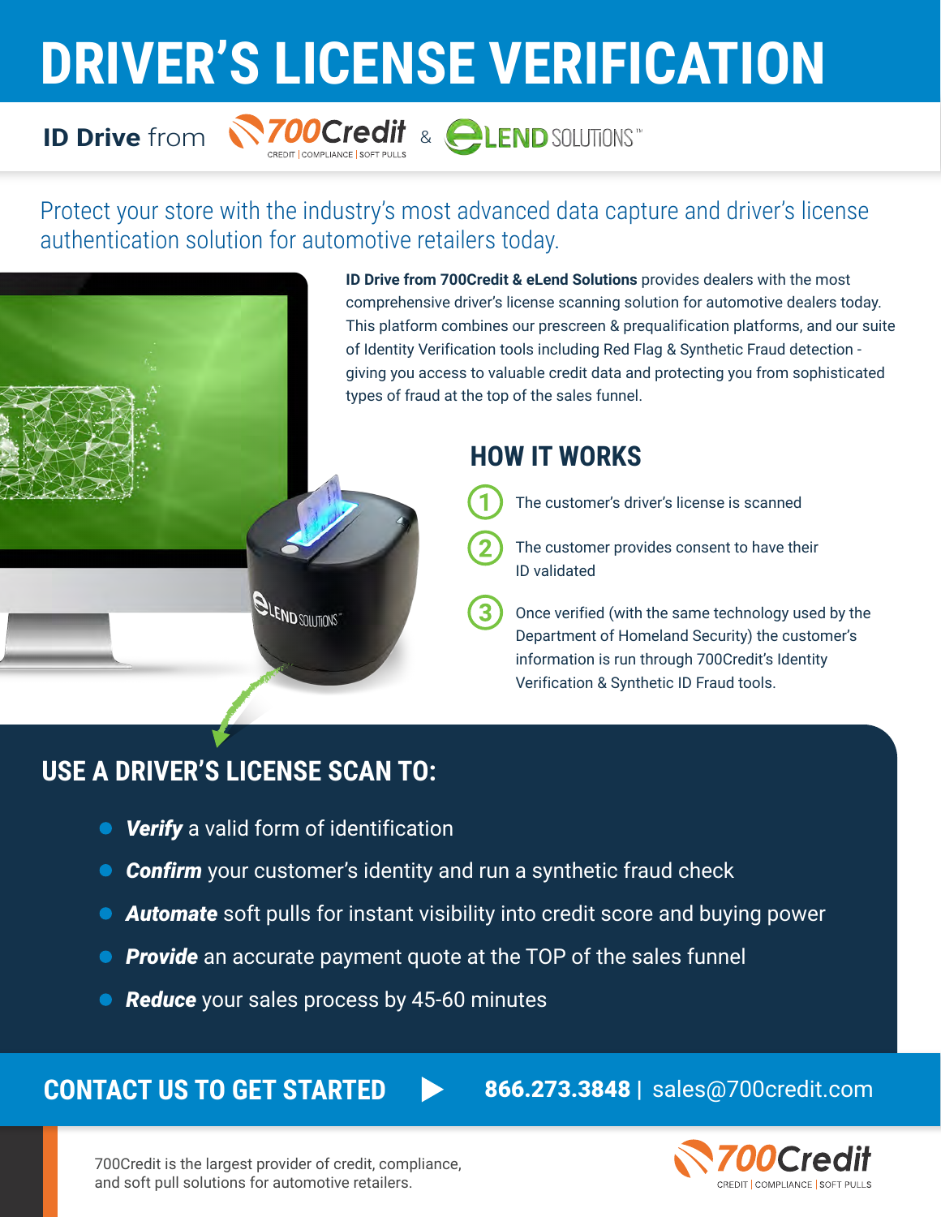# DRIVER'S LICENSE VERIFICATION

**ID Drive** from 700Credit & eLEND SOLUTIONS

Protect your store with the industry's most advanced data capture and driver's license authentication solution for automotive retailers today.

**ID Drive from 700Credit & eLend Solutions** provides dealers with the most comprehensive driver's license scanning solution for automotive dealers today. This platform combines our prescreen & prequalification platforms, and our suite of Identity Verification tools including Red Flag & Synthetic Fraud detection - giving you access to valuable credit data and protecting you from sophisticated types of fraud at the top of the sales funnel.

## HOW IT WORKS

1. The customer's driver's license is scanned
2. The customer provides consent to have their ID validated
3. Once verified (with the same technology used by the Department of Homeland Security) the customer's information is run through 700Credit's Identity Verification & Synthetic ID Fraud tools.

## USE A DRIVER'S LICENSE SCAN TO:

- ***Verify*** a valid form of identification
- ***Confirm*** your customer's identity and run a synthetic fraud check
- ***Automate*** soft pulls for instant visibility into credit score and buying power
- ***Provide*** an accurate payment quote at the TOP of the sales funnel
- ***Reduce*** your sales process by 45-60 minutes

## CONTACT US TO GET STARTED

**866.273.3848** | sales@700credit.com

700Credit is the largest provider of credit, compliance, and soft pull solutions for automotive retailers.

700Credit CREDIT | COMPLIANCE | SOFT PULLS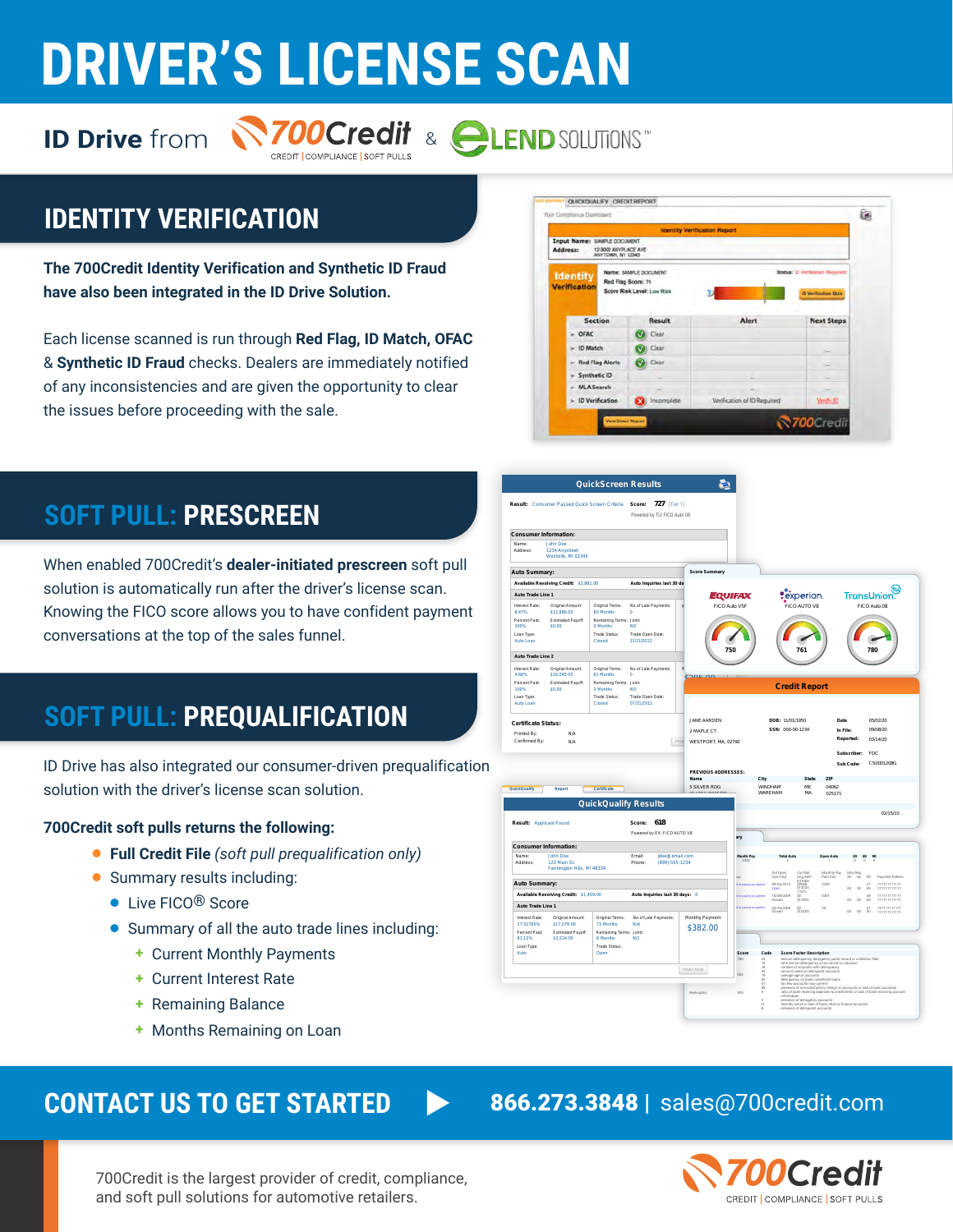# DRIVER'S LICENSE SCAN

**ID Drive** from 700Credit & eLEND SOLUTIONS

## IDENTITY VERIFICATION

**The 700Credit Identity Verification and Synthetic ID Fraud have also been integrated in the ID Drive Solution.**

Each license scanned is run through **Red Flag, ID Match, OFAC** & **Synthetic ID Fraud** checks. Dealers are immediately notified of any inconsistencies and are given the opportunity to clear the issues before proceeding with the sale.

## SOFT PULL: PRESCREEN

When enabled 700Credit's **dealer-initiated prescreen** soft pull solution is automatically run after the driver's license scan. Knowing the FICO score allows you to have confident payment conversations at the top of the sales funnel.

## SOFT PULL: PREQUALIFICATION

ID Drive has also integrated our consumer-driven prequalification solution with the driver's license scan solution.

**700Credit soft pulls returns the following:**

- **Full Credit File** *(soft pull prequalification only)*
- Summary results including:
  - Live FICO® Score
  - Summary of all the auto trade lines including:
    - Current Monthly Payments
    - Current Interest Rate
    - Remaining Balance
    - Months Remaining on Loan

## CONTACT US TO GET STARTED

**866.273.3848** | sales@700credit.com

700Credit is the largest provider of credit, compliance, and soft pull solutions for automotive retailers.